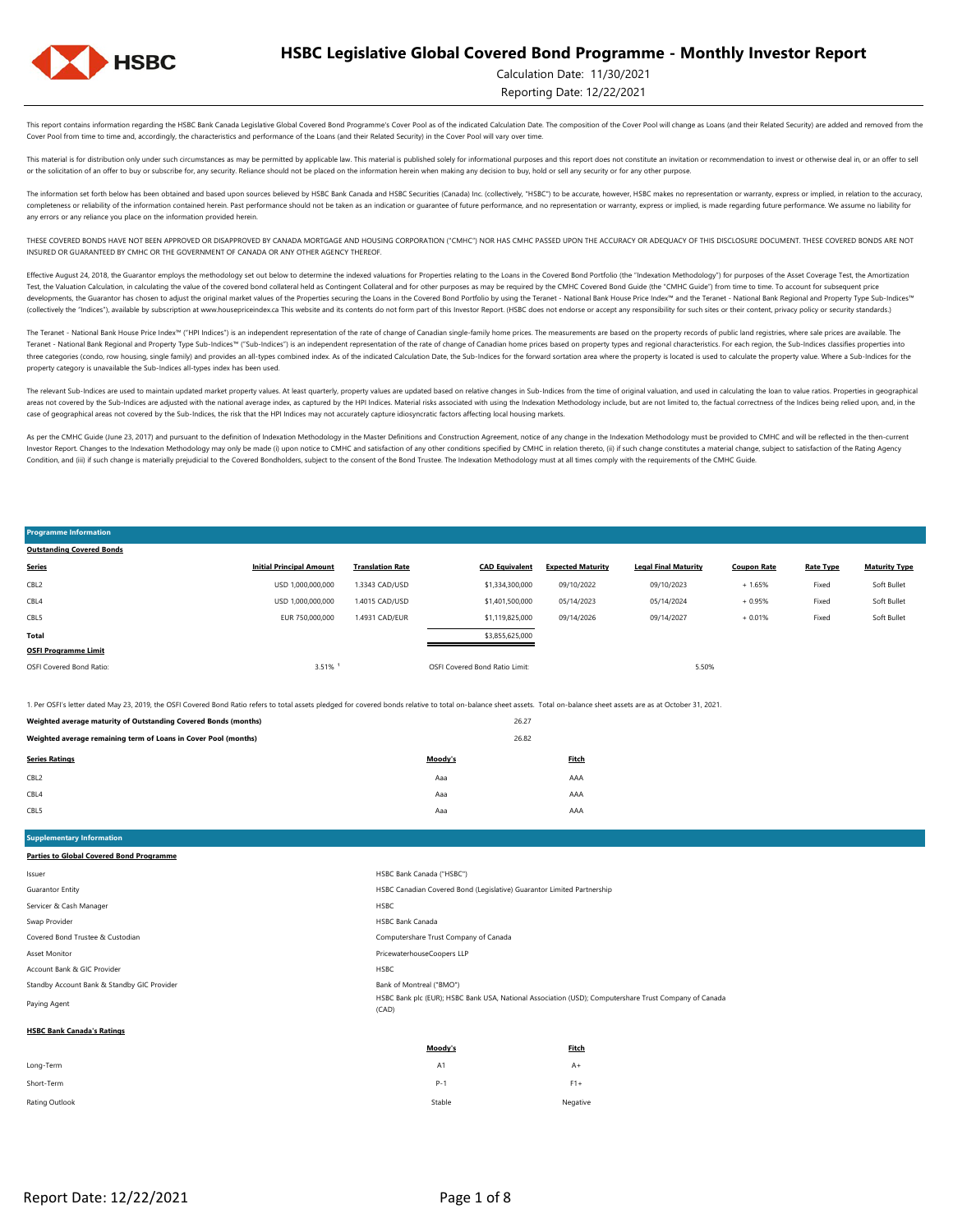# HSBC Legislative Global Covered Bond Programme - Monthly Investor Report

Calculation Date: 11/30/2021

Reporting Date: 12/22/2021

This report contains information regarding the HSBC Bank Canada Legislative Global Covered Bond Programme's Cover Pool as of the indicated Calculation Date. The composition of the Cover Pool will change as Loans (and their Related Security) are added and removed from the Cover Pool from time to time and, accordingly, the characteristics and performance of the Loans (and their Related Security) in the Cover Pool will vary over time.

This material is for distribution only under such circumstances as may be permitted by applicable law. This material is published solely for informational purposes and this report does not constitute an invitation or recommendation to invest or otherwise deal in, or an offer to sell or the solicitation of an offer to buy or subscribe for, any security. Reliance should not be placed on the information herein when making any decision to buy, hold or sell any security or for any other purpose.

The information set forth below has been obtained and based upon sources believed by HSBC Bank Canada and HSBC Securities (Canada) Inc. (collectively, "HSBC") to be accurate, however, HSBC makes no representation or warranty, express or implied, in relation to the accuracy, completeness or reliability of the information contained herein. Past performance should not be taken as an indication or guarantee of future performance, and no representation or warranty, express or implied, is made regarding future performance. We assume no liability for any errors or any reliance you place on the information provided herein.

THESE COVERED BONDS HAVE NOT BEEN APPROVED OR DISAPPROVED BY CANADA MORTGAGE AND HOUSING CORPORATION ("CMHC") NOR HAS CMHC PASSED UPON THE ACCURACY OR ADEQUACY OF THIS DISCLOSURE DOCUMENT. THESE COVERED BONDS ARE NOT INSURED OR GUARANTEED BY CMHC OR THE GOVERNMENT OF CANADA OR ANY OTHER AGENCY THEREOF.

Effective August 24, 2018, the Guarantor employs the methodology set out below to determine the indexed valuations for Properties relating to the Loans in the Covered Bond Portfolio (the "Indexation Methodology") for purposes of the Asset Coverage Test, the Amortization Test, the Valuation Calculation, in calculating the value of the covered bond collateral held as Contingent Collateral and for other purposes as may be required by the CMHC Covered Bond Guide (the "CMHC Guide") from time to time. To account for subsequent price developments, the Guarantor has chosen to adjust the original market values of the Properties securing the Loans in the Covered Bond Portfolio by using the Teranet - National Bank House Price Index™ and the Teranet - National Bank Regional and Property Type Sub-Indices™ (collectively the "Indices"), available by subscription at www.housepriceindex.ca This website and its contents do not form part of this Investor Report. (HSBC does not endorse or accept any responsibility for such sites or their content, privacy policy or security standards.)

The Teranet - National Bank House Price Index™ ("HPI Indices") is an independent representation of the rate of change of Canadian single-family home prices. The measurements are based on the property records of public land registries, where sale prices are available. The Teranet - National Bank Regional and Property Type Sub-Indices™ ("Sub-Indices") is an independent representation of the rate of change of Canadian home prices based on property types and regional characteristics. For each region, the Sub-Indices classifies properties into three categories (condo, row housing, single family) and provides an all-types combined index. As of the indicated Calculation Date, the Sub-Indices for the forward sortation area where the property is located is used to calculate the property value. Where a Sub-Indices for the property category is unavailable the Sub-Indices all-types index has been used.

The relevant Sub-Indices are used to maintain updated market property values. At least quarterly, property values are updated based on relative changes in Sub-Indices from the time of original valuation, and used in calculating the loan to value ratios. Properties in geographical areas not covered by the Sub-Indices are adjusted with the national average index, as captured by the HPI Indices. Material risks associated with using the Indexation Methodology include, but are not limited to, the factual correctness of the Indices being relied upon, and, in the case of geographical areas not covered by the Sub-Indices, the risk that the HPI Indices may not accurately capture idiosyncratic factors affecting local housing markets.

As per the CMHC Guide (June 23, 2017) and pursuant to the definition of Indexation Methodology in the Master Definitions and Construction Agreement, notice of any change in the Indexation Methodology must be provided to CMHC and will be reflected in the then-current Investor Report. Changes to the Indexation Methodology may only be made (i) upon notice to CMHC and satisfaction of any other conditions specified by CMHC in relation thereto, (ii) if such change constitutes a material change, subject to satisfaction of the Rating Agency Condition, and (iii) if such change is materially prejudicial to the Covered Bondholders, subject to the consent of the Bond Trustee. The Indexation Methodology must at all times comply with the requirements of the CMHC Guide.

## Programme Information

**Outstanding Covered Bonds**

| Series | Initial Principal Amount | Translation Rate | CAD Equivalent | Expected Maturity | Legal Final Maturity | Coupon Rate | Rate Type | Maturity Type |
|---|---|---|---|---|---|---|---|---|
| CBL2 | USD 1,000,000,000 | 1.3343 CAD/USD | $1,334,300,000 | 09/10/2022 | 09/10/2023 | + 1.65% | Fixed | Soft Bullet |
| CBL4 | USD 1,000,000,000 | 1.4015 CAD/USD | $1,401,500,000 | 05/14/2023 | 05/14/2024 | + 0.95% | Fixed | Soft Bullet |
| CBL5 | EUR 750,000,000 | 1.4931 CAD/EUR | $1,119,825,000 | 09/14/2026 | 09/14/2027 | + 0.01% | Fixed | Soft Bullet |
| **Total** | | | $3,855,625,000 | | | | | |

**OSFI Programme Limit**

| | | | |
|---|---|---|---|
| OSFI Covered Bond Ratio: | 3.51% [1] | OSFI Covered Bond Ratio Limit: | 5.50% |

1. Per OSFI's letter dated May 23, 2019, the OSFI Covered Bond Ratio refers to total assets pledged for covered bonds relative to total on-balance sheet assets. Total on-balance sheet assets are as at October 31, 2021.

| | |
|---|---|
| **Weighted average maturity of Outstanding Covered Bonds (months)** | 26.27 |
| **Weighted average remaining term of Loans in Cover Pool (months)** | 26.82 |

| Series Ratings | Moody's | Fitch |
|---|---|---|
| CBL2 | Aaa | AAA |
| CBL4 | Aaa | AAA |
| CBL5 | Aaa | AAA |

## Supplementary Information

**Parties to Global Covered Bond Programme**

| | |
|---|---|
| Issuer | HSBC Bank Canada ("HSBC") |
| Guarantor Entity | HSBC Canadian Covered Bond (Legislative) Guarantor Limited Partnership |
| Servicer & Cash Manager | HSBC |
| Swap Provider | HSBC Bank Canada |
| Covered Bond Trustee & Custodian | Computershare Trust Company of Canada |
| Asset Monitor | PricewaterhouseCoopers LLP |
| Account Bank & GIC Provider | HSBC |
| Standby Account Bank & Standby GIC Provider | Bank of Montreal ("BMO") |
| Paying Agent | HSBC Bank plc (EUR); HSBC Bank USA, National Association (USD); Computershare Trust Company of Canada (CAD) |

**HSBC Bank Canada's Ratings**

| | Moody's | Fitch |
|---|---|---|
| Long-Term | A1 | A+ |
| Short-Term | P-1 | F1+ |
| Rating Outlook | Stable | Negative |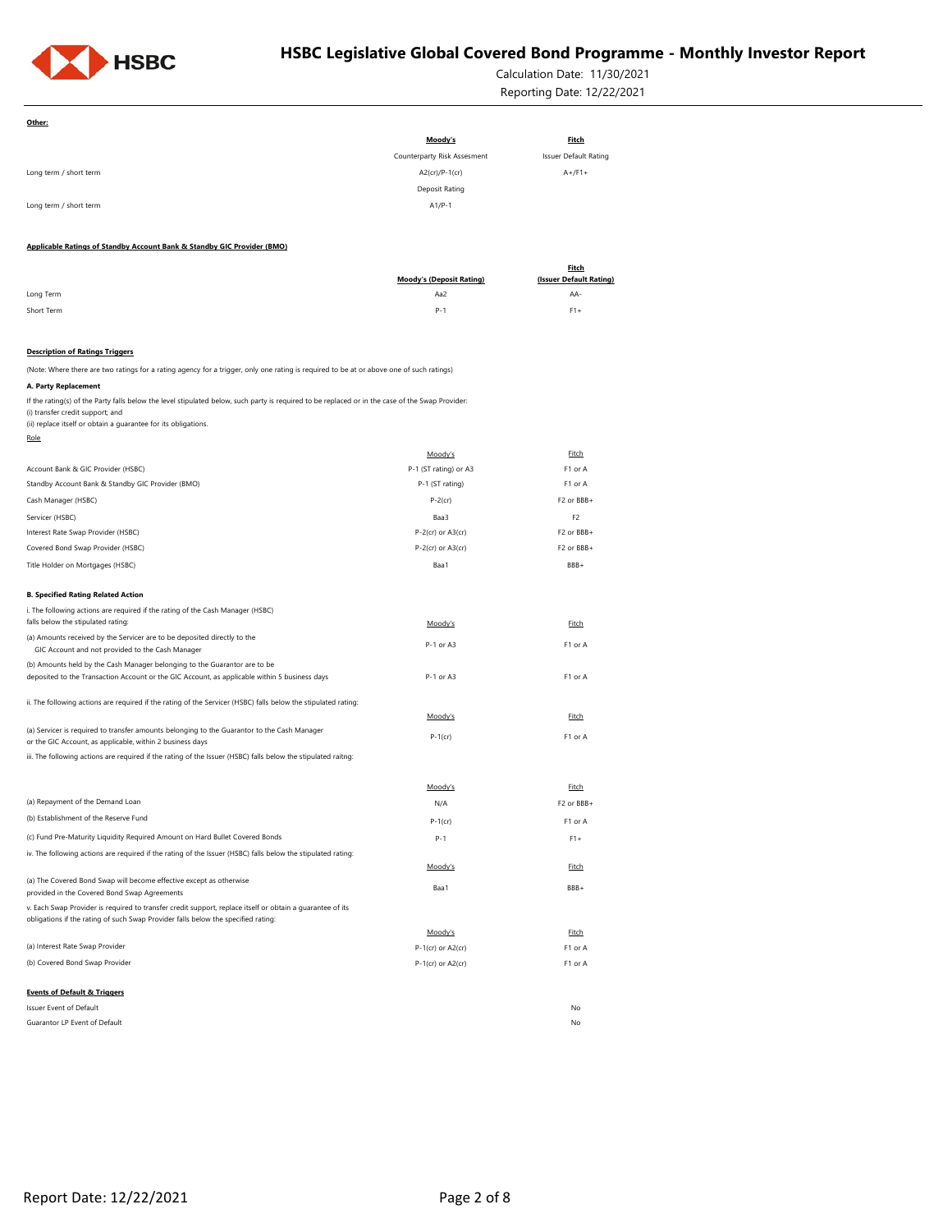**Other:**

| | Moody's | Fitch |
|---|---|---|
| | Counterparty Risk Assesment | Issuer Default Rating |
| Long term / short term | A2(cr)/P-1(cr) | A+/F1+ |
| | Deposit Rating | |
| Long term / short term | A1/P-1 | |

**Applicable Ratings of Standby Account Bank & Standby GIC Provider (BMO)**

| | Moody's (Deposit Rating) | Fitch (Issuer Default Rating) |
|---|---|---|
| Long Term | Aa2 | AA- |
| Short Term | P-1 | F1+ |

**Description of Ratings Triggers**

(Note: Where there are two ratings for a rating agency for a trigger, only one rating is required to be at or above one of such ratings)

**A. Party Replacement**

If the rating(s) of the Party falls below the level stipulated below, such party is required to be replaced or in the case of the Swap Provider:
(i) transfer credit support; and
(ii) replace itself or obtain a guarantee for its obligations.

| Role | Moody's | Fitch |
|---|---|---|
| Account Bank & GIC Provider (HSBC) | P-1 (ST rating) or A3 | F1 or A |
| Standby Account Bank & Standby GIC Provider (BMO) | P-1 (ST rating) | F1 or A |
| Cash Manager (HSBC) | P-2(cr) | F2 or BBB+ |
| Servicer (HSBC) | Baa3 | F2 |
| Interest Rate Swap Provider (HSBC) | P-2(cr) or A3(cr) | F2 or BBB+ |
| Covered Bond Swap Provider (HSBC) | P-2(cr) or A3(cr) | F2 or BBB+ |
| Title Holder on Mortgages (HSBC) | Baa1 | BBB+ |

**B. Specified Rating Related Action**

i. The following actions are required if the rating of the Cash Manager (HSBC) falls below the stipulated rating:

| | Moody's | Fitch |
|---|---|---|
| (a) Amounts received by the Servicer are to be deposited directly to the GIC Account and not provided to the Cash Manager | P-1 or A3 | F1 or A |
| (b) Amounts held by the Cash Manager belonging to the Guarantor are to be deposited to the Transaction Account or the GIC Account, as applicable within 5 business days | P-1 or A3 | F1 or A |

ii. The following actions are required if the rating of the Servicer (HSBC) falls below the stipulated rating:

| | Moody's | Fitch |
|---|---|---|
| (a) Servicer is required to transfer amounts belonging to the Guarantor to the Cash Manager or the GIC Account, as applicable, within 2 business days | P-1(cr) | F1 or A |

iii. The following actions are required if the rating of the Issuer (HSBC) falls below the stipulated raitng:

| | Moody's | Fitch |
|---|---|---|
| (a) Repayment of the Demand Loan | N/A | F2 or BBB+ |
| (b) Establishment of the Reserve Fund | P-1(cr) | F1 or A |
| (c) Fund Pre-Maturity Liquidity Required Amount on Hard Bullet Covered Bonds | P-1 | F1+ |

iv. The following actions are required if the rating of the Issuer (HSBC) falls below the stipulated rating:

| | Moody's | Fitch |
|---|---|---|
| (a) The Covered Bond Swap will become effective except as otherwise provided in the Covered Bond Swap Agreements | Baa1 | BBB+ |

v. Each Swap Provider is required to transfer credit support, replace itself or obtain a guarantee of its obligations if the rating of such Swap Provider falls below the specified rating:

| | Moody's | Fitch |
|---|---|---|
| (a) Interest Rate Swap Provider | P-1(cr) or A2(cr) | F1 or A |
| (b) Covered Bond Swap Provider | P-1(cr) or A2(cr) | F1 or A |

**Events of Default & Triggers**

| | |
|---|---|
| Issuer Event of Default | No |
| Guarantor LP Event of Default | No |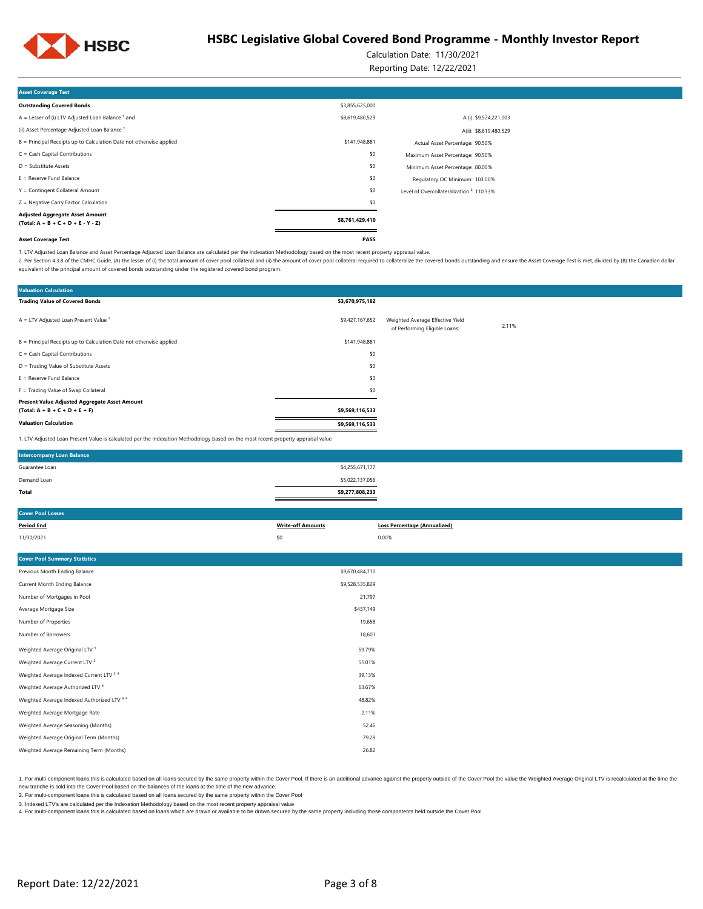# HSBC Legislative Global Covered Bond Programme - Monthly Investor Report

Calculation Date: 11/30/2021

Reporting Date: 12/22/2021

## Asset Coverage Test

| Asset Coverage Test | | |
|---|---|---|
| **Outstanding Covered Bonds** | $3,855,625,000 | |
| A = Lesser of (i) LTV Adjusted Loan Balance [1] and | $8,619,480,529 | A (i) $9,524,221,003 |
| (ii) Asset Percentage Adjusted Loan Balance [1] | | A(ii): $8,619,480,529 |
| B = Principal Receipts up to Calculation Date not otherwise applied | $141,948,881 | Actual Asset Percentage: 90.50% |
| C = Cash Capital Contributions | $0 | Maximum Asset Percentage: 90.50% |
| D = Substitute Assets | $0 | Minimum Asset Percentage: 80.00% |
| E = Reserve Fund Balance | $0 | Regulatory OC Minimum: 103.00% |
| Y = Contingent Collateral Amount | $0 | Level of Overcollateralization [2] 110.33% |
| Z = Negative Carry Factor Calculation | $0 | |
| **Adjusted Aggregate Asset Amount (Total: A + B + C + D + E - Y - Z)** | **$8,761,429,410** | |
| **Asset Coverage Test** | **PASS** | |

1. LTV Adjusted Loan Balance and Asset Percentage Adjusted Loan Balance are calculated per the Indexation Methodology based on the most recent property appraisal value.

2. Per Section 4.3.8 of the CMHC Guide, (A) the lesser of (i) the total amount of cover pool collateral and (ii) the amount of cover pool collateral required to collateralize the covered bonds outstanding and ensure the Asset Coverage Test is met, divided by (B) the Canadian dollar equivalent of the principal amount of covered bonds outstanding under the registered covered bond program.

## Valuation Calculation

| Valuation Calculation | | |
|---|---|---|
| **Trading Value of Covered Bonds** | **$3,670,975,182** | |
| A = LTV Adjusted Loan Present Value [1] | $9,427,167,652 | Weighted Average Effective Yield of Performing Eligible Loans: 2.11% |
| B = Principal Receipts up to Calculation Date not otherwise applied | $141,948,881 | |
| C = Cash Capital Contributions | $0 | |
| D = Trading Value of Substitute Assets | $0 | |
| E = Reserve Fund Balance | $0 | |
| F = Trading Value of Swap Collateral | $0 | |
| **Present Value Adjusted Aggregate Asset Amount (Total: A + B + C + D + E + F)** | **$9,569,116,533** | |
| **Valuation Calculation** | **$9,569,116,533** | |

1. LTV Adjusted Loan Present Value is calculated per the Indexation Methodology based on the most recent property appraisal value

## Intercompany Loan Balance

| Intercompany Loan Balance | |
|---|---|
| Guarantee Loan | $4,255,671,177 |
| Demand Loan | $5,022,137,056 |
| **Total** | **$9,277,808,233** |

## Cover Pool Losses

| Period End | Write-off Amounts | Loss Percentage (Annualized) |
|---|---|---|
| 11/30/2021 | $0 | 0.00% |

## Cover Pool Summary Statistics

| Cover Pool Summary Statistics | |
|---|---|
| Previous Month Ending Balance | $9,670,484,710 |
| Current Month Ending Balance | $9,528,535,829 |
| Number of Mortgages in Pool | 21,797 |
| Average Mortgage Size | $437,149 |
| Number of Properties | 19,658 |
| Number of Borrowers | 18,601 |
| Weighted Average Original LTV [1] | 59.79% |
| Weighted Average Current LTV [2] | 51.01% |
| Weighted Average Indexed Current LTV [2 3] | 39.13% |
| Weighted Average Authorized LTV [4] | 63.67% |
| Weighted Average Indexed Authorized LTV [3 4] | 48.82% |
| Weighted Average Mortgage Rate | 2.11% |
| Weighted Average Seasoning (Months) | 52.46 |
| Weighted Average Original Term (Months) | 79.29 |
| Weighted Average Remaining Term (Months) | 26.82 |

1. For multi-component loans this is calculated based on all loans secured by the same property within the Cover Pool. If there is an additional advance against the property outside of the Cover Pool the value the Weighted Average Original LTV is recalculated at the time the new tranche is sold into the Cover Pool based on the balances of the loans at the time of the new advance.

2. For multi-component loans this is calculated based on all loans secured by the same property within the Cover Pool

3. Indexed LTV's are calculated per the Indexation Methodology based on the most recent property appraisal value

4. For multi-component loans this is calculated based on loans which are drawn or available to be drawn secured by the same property including those compontents held outside the Cover Pool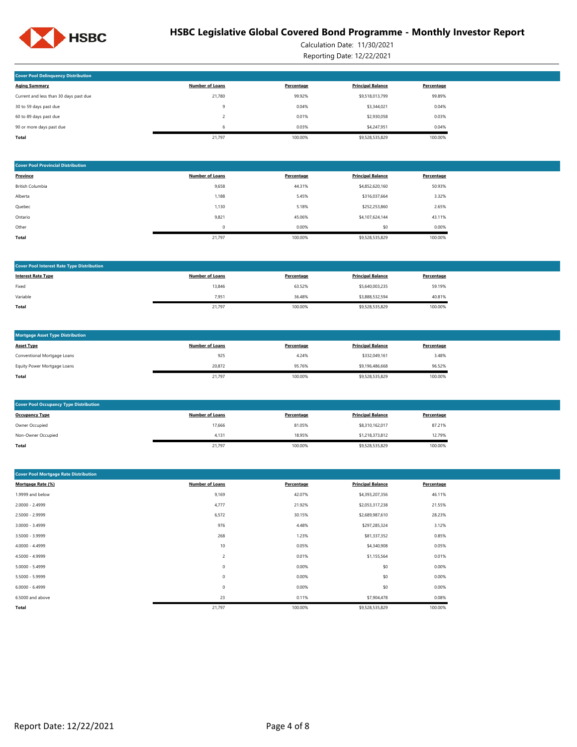# HSBC Legislative Global Covered Bond Programme - Monthly Investor Report

Calculation Date: 11/30/2021

Reporting Date: 12/22/2021

**Cover Pool Delinquency Distribution**

| Aging Summary | Number of Loans | Percentage | Principal Balance | Percentage |
|---|---|---|---|---|
| Current and less than 30 days past due | 21,780 | 99.92% | $9,518,013,799 | 99.89% |
| 30 to 59 days past due | 9 | 0.04% | $3,344,021 | 0.04% |
| 60 to 89 days past due | 2 | 0.01% | $2,930,058 | 0.03% |
| 90 or more days past due | 6 | 0.03% | $4,247,951 | 0.04% |
| **Total** | 21,797 | 100.00% | $9,528,535,829 | 100.00% |

**Cover Pool Provincial Distribution**

| Province | Number of Loans | Percentage | Principal Balance | Percentage |
|---|---|---|---|---|
| British Columbia | 9,658 | 44.31% | $4,852,620,160 | 50.93% |
| Alberta | 1,188 | 5.45% | $316,037,664 | 3.32% |
| Quebec | 1,130 | 5.18% | $252,253,860 | 2.65% |
| Ontario | 9,821 | 45.06% | $4,107,624,144 | 43.11% |
| Other | 0 | 0.00% | $0 | 0.00% |
| **Total** | 21,797 | 100.00% | $9,528,535,829 | 100.00% |

**Cover Pool Interest Rate Type Distribution**

| Interest Rate Type | Number of Loans | Percentage | Principal Balance | Percentage |
|---|---|---|---|---|
| Fixed | 13,846 | 63.52% | $5,640,003,235 | 59.19% |
| Variable | 7,951 | 36.48% | $3,888,532,594 | 40.81% |
| **Total** | 21,797 | 100.00% | $9,528,535,829 | 100.00% |

**Mortgage Asset Type Distribution**

| Asset Type | Number of Loans | Percentage | Principal Balance | Percentage |
|---|---|---|---|---|
| Conventional Mortgage Loans | 925 | 4.24% | $332,049,161 | 3.48% |
| Equity Power Mortgage Loans | 20,872 | 95.76% | $9,196,486,668 | 96.52% |
| **Total** | 21,797 | 100.00% | $9,528,535,829 | 100.00% |

**Cover Pool Occupancy Type Distribution**

| Occupancy Type | Number of Loans | Percentage | Principal Balance | Percentage |
|---|---|---|---|---|
| Owner Occupied | 17,666 | 81.05% | $8,310,162,017 | 87.21% |
| Non-Owner Occupied | 4,131 | 18.95% | $1,218,373,812 | 12.79% |
| **Total** | 21,797 | 100.00% | $9,528,535,829 | 100.00% |

**Cover Pool Mortgage Rate Distribution**

| Mortgage Rate (%) | Number of Loans | Percentage | Principal Balance | Percentage |
|---|---|---|---|---|
| 1.9999 and below | 9,169 | 42.07% | $4,393,207,356 | 46.11% |
| 2.0000 - 2.4999 | 4,777 | 21.92% | $2,053,317,238 | 21.55% |
| 2.5000 - 2.9999 | 6,572 | 30.15% | $2,689,987,610 | 28.23% |
| 3.0000 - 3.4999 | 976 | 4.48% | $297,285,324 | 3.12% |
| 3.5000 - 3.9999 | 268 | 1.23% | $81,337,352 | 0.85% |
| 4.0000 - 4.4999 | 10 | 0.05% | $4,340,908 | 0.05% |
| 4.5000 - 4.9999 | 2 | 0.01% | $1,155,564 | 0.01% |
| 5.0000 - 5.4999 | 0 | 0.00% | $0 | 0.00% |
| 5.5000 - 5.9999 | 0 | 0.00% | $0 | 0.00% |
| 6.0000 - 6.4999 | 0 | 0.00% | $0 | 0.00% |
| 6.5000 and above | 23 | 0.11% | $7,904,478 | 0.08% |
| **Total** | 21,797 | 100.00% | $9,528,535,829 | 100.00% |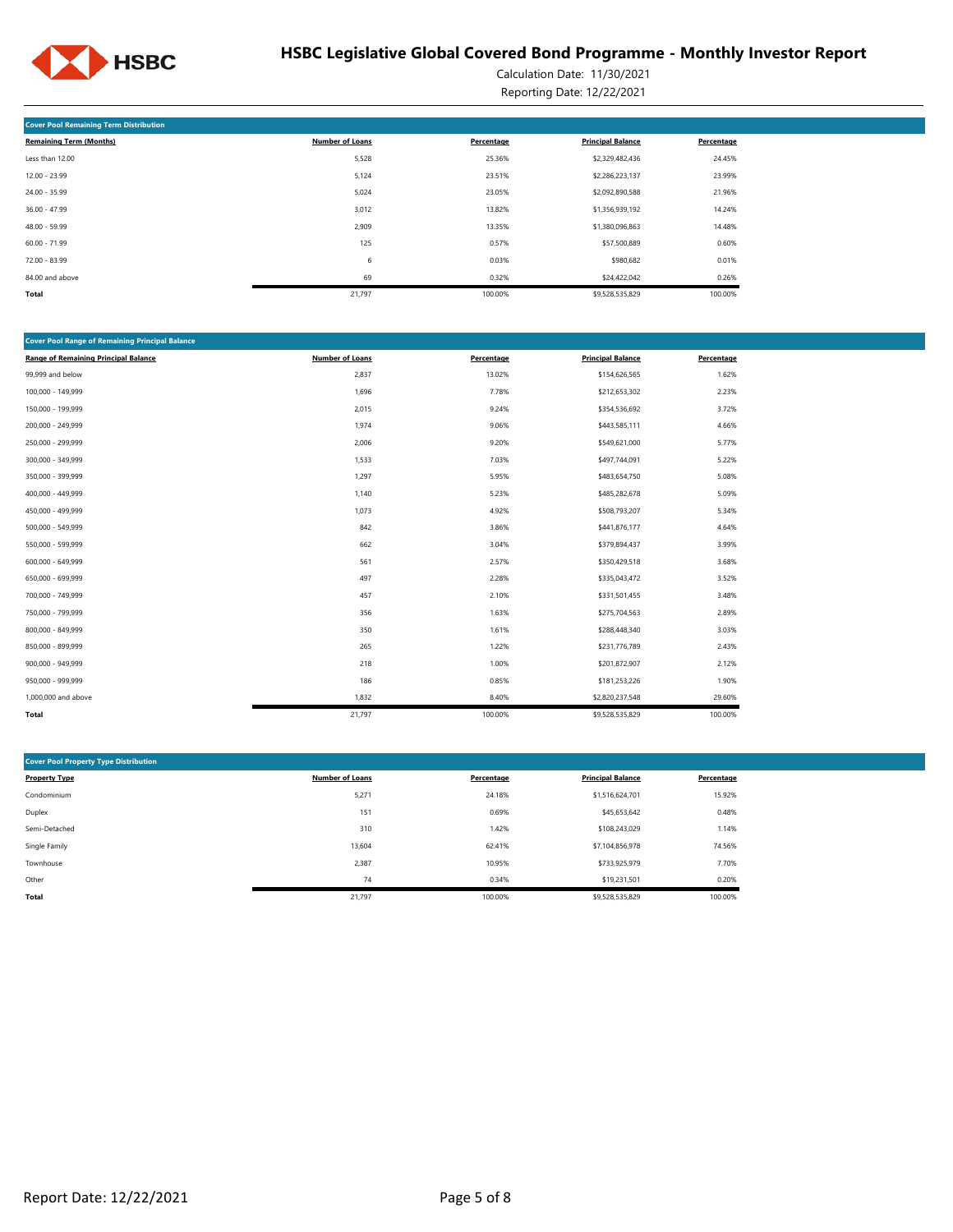# HSBC Legislative Global Covered Bond Programme - Monthly Investor Report

Calculation Date: 11/30/2021

Reporting Date: 12/22/2021

## Cover Pool Remaining Term Distribution

| Remaining Term (Months) | Number of Loans | Percentage | Principal Balance | Percentage |
|---|---|---|---|---|
| Less than 12.00 | 5,528 | 25.36% | $2,329,482,436 | 24.45% |
| 12.00 - 23.99 | 5,124 | 23.51% | $2,286,223,137 | 23.99% |
| 24.00 - 35.99 | 5,024 | 23.05% | $2,092,890,588 | 21.96% |
| 36.00 - 47.99 | 3,012 | 13.82% | $1,356,939,192 | 14.24% |
| 48.00 - 59.99 | 2,909 | 13.35% | $1,380,096,863 | 14.48% |
| 60.00 - 71.99 | 125 | 0.57% | $57,500,889 | 0.60% |
| 72.00 - 83.99 | 6 | 0.03% | $980,682 | 0.01% |
| 84.00 and above | 69 | 0.32% | $24,422,042 | 0.26% |
| **Total** | 21,797 | 100.00% | $9,528,535,829 | 100.00% |

## Cover Pool Range of Remaining Principal Balance

| Range of Remaining Principal Balance | Number of Loans | Percentage | Principal Balance | Percentage |
|---|---|---|---|---|
| 99,999 and below | 2,837 | 13.02% | $154,626,565 | 1.62% |
| 100,000 - 149,999 | 1,696 | 7.78% | $212,653,302 | 2.23% |
| 150,000 - 199,999 | 2,015 | 9.24% | $354,536,692 | 3.72% |
| 200,000 - 249,999 | 1,974 | 9.06% | $443,585,111 | 4.66% |
| 250,000 - 299,999 | 2,006 | 9.20% | $549,621,000 | 5.77% |
| 300,000 - 349,999 | 1,533 | 7.03% | $497,744,091 | 5.22% |
| 350,000 - 399,999 | 1,297 | 5.95% | $483,654,750 | 5.08% |
| 400,000 - 449,999 | 1,140 | 5.23% | $485,282,678 | 5.09% |
| 450,000 - 499,999 | 1,073 | 4.92% | $508,793,207 | 5.34% |
| 500,000 - 549,999 | 842 | 3.86% | $441,876,177 | 4.64% |
| 550,000 - 599,999 | 662 | 3.04% | $379,894,437 | 3.99% |
| 600,000 - 649,999 | 561 | 2.57% | $350,429,518 | 3.68% |
| 650,000 - 699,999 | 497 | 2.28% | $335,043,472 | 3.52% |
| 700,000 - 749,999 | 457 | 2.10% | $331,501,455 | 3.48% |
| 750,000 - 799,999 | 356 | 1.63% | $275,704,563 | 2.89% |
| 800,000 - 849,999 | 350 | 1.61% | $288,448,340 | 3.03% |
| 850,000 - 899,999 | 265 | 1.22% | $231,776,789 | 2.43% |
| 900,000 - 949,999 | 218 | 1.00% | $201,872,907 | 2.12% |
| 950,000 - 999,999 | 186 | 0.85% | $181,253,226 | 1.90% |
| 1,000,000 and above | 1,832 | 8.40% | $2,820,237,548 | 29.60% |
| **Total** | 21,797 | 100.00% | $9,528,535,829 | 100.00% |

## Cover Pool Property Type Distribution

| Property Type | Number of Loans | Percentage | Principal Balance | Percentage |
|---|---|---|---|---|
| Condominium | 5,271 | 24.18% | $1,516,624,701 | 15.92% |
| Duplex | 151 | 0.69% | $45,653,642 | 0.48% |
| Semi-Detached | 310 | 1.42% | $108,243,029 | 1.14% |
| Single Family | 13,604 | 62.41% | $7,104,856,978 | 74.56% |
| Townhouse | 2,387 | 10.95% | $733,925,979 | 7.70% |
| Other | 74 | 0.34% | $19,231,501 | 0.20% |
| **Total** | 21,797 | 100.00% | $9,528,535,829 | 100.00% |

Report Date: 12/22/2021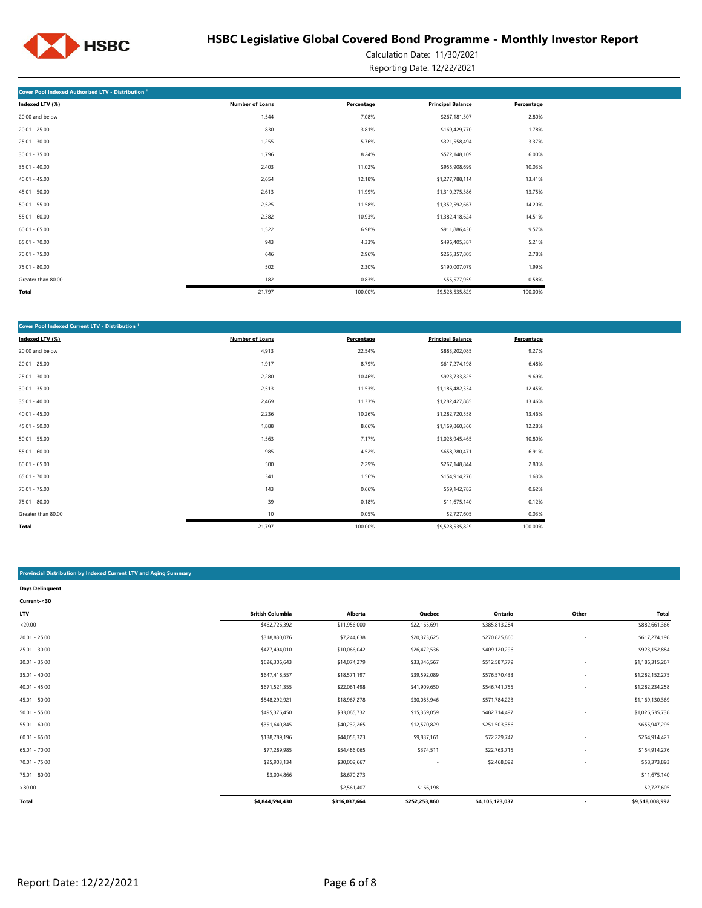# HSBC Legislative Global Covered Bond Programme - Monthly Investor Report

Calculation Date: 11/30/2021

Reporting Date: 12/22/2021

**Cover Pool Indexed Authorized LTV - Distribution [1]**

| Indexed LTV (%) | Number of Loans | Percentage | Principal Balance | Percentage |
|---|---|---|---|---|
| 20.00 and below | 1,544 | 7.08% | $267,181,307 | 2.80% |
| 20.01 - 25.00 | 830 | 3.81% | $169,429,770 | 1.78% |
| 25.01 - 30.00 | 1,255 | 5.76% | $321,558,494 | 3.37% |
| 30.01 - 35.00 | 1,796 | 8.24% | $572,148,109 | 6.00% |
| 35.01 - 40.00 | 2,403 | 11.02% | $955,908,699 | 10.03% |
| 40.01 - 45.00 | 2,654 | 12.18% | $1,277,788,114 | 13.41% |
| 45.01 - 50.00 | 2,613 | 11.99% | $1,310,275,386 | 13.75% |
| 50.01 - 55.00 | 2,525 | 11.58% | $1,352,592,667 | 14.20% |
| 55.01 - 60.00 | 2,382 | 10.93% | $1,382,418,624 | 14.51% |
| 60.01 - 65.00 | 1,522 | 6.98% | $911,886,430 | 9.57% |
| 65.01 - 70.00 | 943 | 4.33% | $496,405,387 | 5.21% |
| 70.01 - 75.00 | 646 | 2.96% | $265,357,805 | 2.78% |
| 75.01 - 80.00 | 502 | 2.30% | $190,007,079 | 1.99% |
| Greater than 80.00 | 182 | 0.83% | $55,577,959 | 0.58% |
| **Total** | 21,797 | 100.00% | $9,528,535,829 | 100.00% |

**Cover Pool Indexed Current LTV - Distribution [1]**

| Indexed LTV (%) | Number of Loans | Percentage | Principal Balance | Percentage |
|---|---|---|---|---|
| 20.00 and below | 4,913 | 22.54% | $883,202,085 | 9.27% |
| 20.01 - 25.00 | 1,917 | 8.79% | $617,274,198 | 6.48% |
| 25.01 - 30.00 | 2,280 | 10.46% | $923,733,825 | 9.69% |
| 30.01 - 35.00 | 2,513 | 11.53% | $1,186,482,334 | 12.45% |
| 35.01 - 40.00 | 2,469 | 11.33% | $1,282,427,885 | 13.46% |
| 40.01 - 45.00 | 2,236 | 10.26% | $1,282,720,558 | 13.46% |
| 45.01 - 50.00 | 1,888 | 8.66% | $1,169,860,360 | 12.28% |
| 50.01 - 55.00 | 1,563 | 7.17% | $1,028,945,465 | 10.80% |
| 55.01 - 60.00 | 985 | 4.52% | $658,280,471 | 6.91% |
| 60.01 - 65.00 | 500 | 2.29% | $267,148,844 | 2.80% |
| 65.01 - 70.00 | 341 | 1.56% | $154,914,276 | 1.63% |
| 70.01 - 75.00 | 143 | 0.66% | $59,142,782 | 0.62% |
| 75.01 - 80.00 | 39 | 0.18% | $11,675,140 | 0.12% |
| Greater than 80.00 | 10 | 0.05% | $2,727,605 | 0.03% |
| **Total** | 21,797 | 100.00% | $9,528,535,829 | 100.00% |

**Provincial Distribution by Indexed Current LTV and Aging Summary**

**Days Delinquent**

**Current-<30**

| LTV | British Columbia | Alberta | Quebec | Ontario | Other | Total |
|---|---|---|---|---|---|---|
| <20.00 | $462,726,392 | $11,956,000 | $22,165,691 | $385,813,284 | - | $882,661,366 |
| 20.01 - 25.00 | $318,830,076 | $7,244,638 | $20,373,625 | $270,825,860 | - | $617,274,198 |
| 25.01 - 30.00 | $477,494,010 | $10,066,042 | $26,472,536 | $409,120,296 | - | $923,152,884 |
| 30.01 - 35.00 | $626,306,643 | $14,074,279 | $33,346,567 | $512,587,779 | - | $1,186,315,267 |
| 35.01 - 40.00 | $647,418,557 | $18,571,197 | $39,592,089 | $576,570,433 | - | $1,282,152,275 |
| 40.01 - 45.00 | $671,521,355 | $22,061,498 | $41,909,650 | $546,741,755 | - | $1,282,234,258 |
| 45.01 - 50.00 | $548,292,921 | $18,967,278 | $30,085,946 | $571,784,223 | - | $1,169,130,369 |
| 50.01 - 55.00 | $495,376,450 | $33,085,732 | $15,359,059 | $482,714,497 | - | $1,026,535,738 |
| 55.01 - 60.00 | $351,640,845 | $40,232,265 | $12,570,829 | $251,503,356 | - | $655,947,295 |
| 60.01 - 65.00 | $138,789,196 | $44,058,323 | $9,837,161 | $72,229,747 | - | $264,914,427 |
| 65.01 - 70.00 | $77,289,985 | $54,486,065 | $374,511 | $22,763,715 | - | $154,914,276 |
| 70.01 - 75.00 | $25,903,134 | $30,002,667 | - | $2,468,092 | - | $58,373,893 |
| 75.01 - 80.00 | $3,004,866 | $8,670,273 | - | - | - | $11,675,140 |
| >80.00 | - | $2,561,407 | $166,198 | - | - | $2,727,605 |
| **Total** | **$4,844,594,430** | **$316,037,664** | **$252,253,860** | **$4,105,123,037** | **-** | **$9,518,008,992** |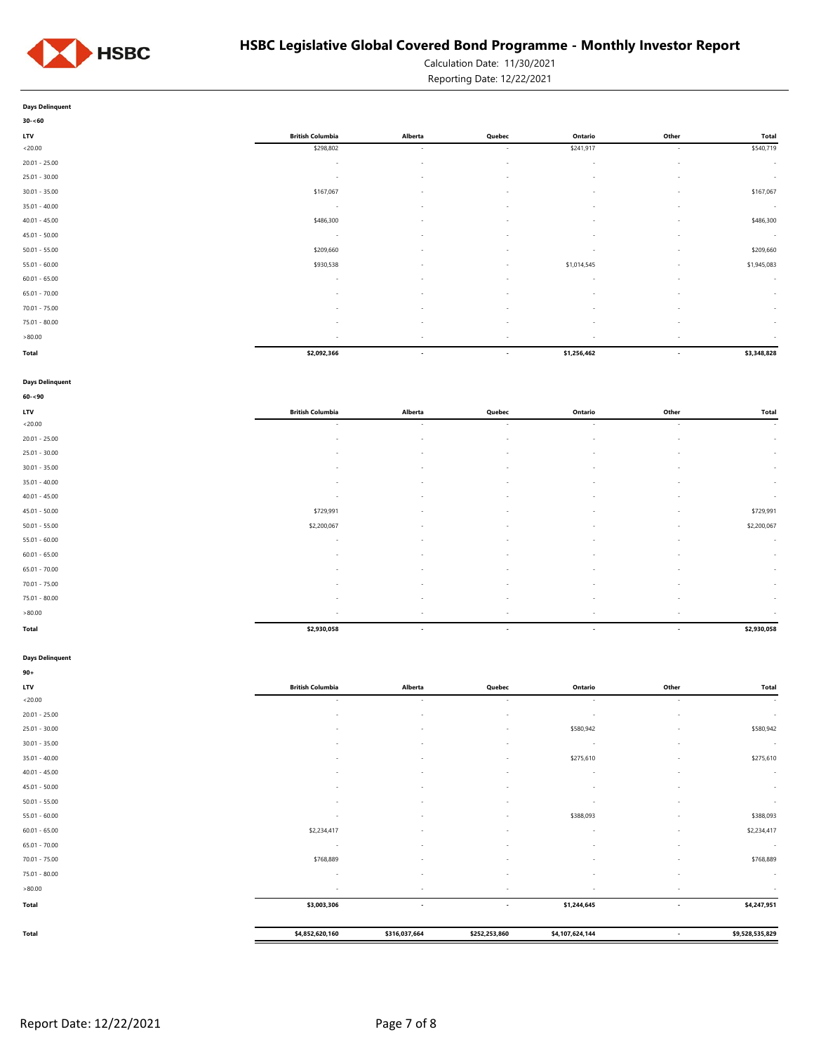**Days Delinquent**

**30-<60**

| LTV | British Columbia | Alberta | Quebec | Ontario | Other | Total |
|---|---|---|---|---|---|---|
| <20.00 | $298,802 | - | - | $241,917 | - | $540,719 |
| 20.01 - 25.00 | - | - | - | - | - | - |
| 25.01 - 30.00 | - | - | - | - | - | - |
| 30.01 - 35.00 | $167,067 | - | - | - | - | $167,067 |
| 35.01 - 40.00 | - | - | - | - | - | - |
| 40.01 - 45.00 | $486,300 | - | - | - | - | $486,300 |
| 45.01 - 50.00 | - | - | - | - | - | - |
| 50.01 - 55.00 | $209,660 | - | - | - | - | $209,660 |
| 55.01 - 60.00 | $930,538 | - | - | $1,014,545 | - | $1,945,083 |
| 60.01 - 65.00 | - | - | - | - | - | - |
| 65.01 - 70.00 | - | - | - | - | - | - |
| 70.01 - 75.00 | - | - | - | - | - | - |
| 75.01 - 80.00 | - | - | - | - | - | - |
| >80.00 | - | - | - | - | - | - |
| **Total** | **$2,092,366** | **-** | **-** | **$1,256,462** | **-** | **$3,348,828** |

**Days Delinquent**

**60-<90**

| LTV | British Columbia | Alberta | Quebec | Ontario | Other | Total |
|---|---|---|---|---|---|---|
| <20.00 | - | - | - | - | - | - |
| 20.01 - 25.00 | - | - | - | - | - | - |
| 25.01 - 30.00 | - | - | - | - | - | - |
| 30.01 - 35.00 | - | - | - | - | - | - |
| 35.01 - 40.00 | - | - | - | - | - | - |
| 40.01 - 45.00 | - | - | - | - | - | - |
| 45.01 - 50.00 | $729,991 | - | - | - | - | $729,991 |
| 50.01 - 55.00 | $2,200,067 | - | - | - | - | $2,200,067 |
| 55.01 - 60.00 | - | - | - | - | - | - |
| 60.01 - 65.00 | - | - | - | - | - | - |
| 65.01 - 70.00 | - | - | - | - | - | - |
| 70.01 - 75.00 | - | - | - | - | - | - |
| 75.01 - 80.00 | - | - | - | - | - | - |
| >80.00 | - | - | - | - | - | - |
| **Total** | **$2,930,058** | **-** | **-** | **-** | **-** | **$2,930,058** |

**Days Delinquent**

**90+**

| LTV | British Columbia | Alberta | Quebec | Ontario | Other | Total |
|---|---|---|---|---|---|---|
| <20.00 | - | - | - | - | - | - |
| 20.01 - 25.00 | - | - | - | - | - | - |
| 25.01 - 30.00 | - | - | - | $580,942 | - | $580,942 |
| 30.01 - 35.00 | - | - | - | - | - | - |
| 35.01 - 40.00 | - | - | - | $275,610 | - | $275,610 |
| 40.01 - 45.00 | - | - | - | - | - | - |
| 45.01 - 50.00 | - | - | - | - | - | - |
| 50.01 - 55.00 | - | - | - | - | - | - |
| 55.01 - 60.00 | - | - | - | $388,093 | - | $388,093 |
| 60.01 - 65.00 | $2,234,417 | - | - | - | - | $2,234,417 |
| 65.01 - 70.00 | - | - | - | - | - | - |
| 70.01 - 75.00 | $768,889 | - | - | - | - | $768,889 |
| 75.01 - 80.00 | - | - | - | - | - | - |
| >80.00 | - | - | - | - | - | - |
| **Total** | **$3,003,306** | **-** | **-** | **$1,244,645** | **-** | **$4,247,951** |
| **Total** | **$4,852,620,160** | **$316,037,664** | **$252,253,860** | **$4,107,624,144** | **-** | **$9,528,535,829** |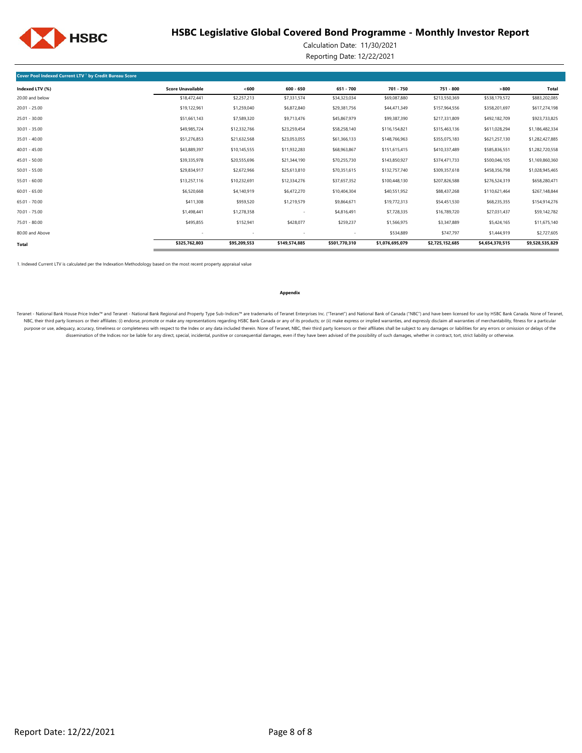# HSBC Legislative Global Covered Bond Programme - Monthly Investor Report

Calculation Date: 11/30/2021

Reporting Date: 12/22/2021

**Cover Pool Indexed Current LTV [1] by Credit Bureau Score**

| Indexed LTV (%) | Score Unavailable | <600 | 600 - 650 | 651 - 700 | 701 - 750 | 751 - 800 | >800 | Total |
|---|---|---|---|---|---|---|---|---|
| 20.00 and below | $18,472,441 | $2,257,213 | $7,331,574 | $34,323,034 | $69,087,880 | $213,550,369 | $538,179,572 | $883,202,085 |
| 20.01 - 25.00 | $19,122,961 | $1,259,040 | $6,872,840 | $29,381,756 | $44,471,349 | $157,964,556 | $358,201,697 | $617,274,198 |
| 25.01 - 30.00 | $51,661,143 | $7,589,320 | $9,713,476 | $45,867,979 | $99,387,390 | $217,331,809 | $492,182,709 | $923,733,825 |
| 30.01 - 35.00 | $49,985,724 | $12,332,766 | $23,259,454 | $58,258,140 | $116,154,821 | $315,463,136 | $611,028,294 | $1,186,482,334 |
| 35.01 - 40.00 | $51,276,853 | $21,632,568 | $23,053,055 | $61,366,133 | $148,766,963 | $355,075,183 | $621,257,130 | $1,282,427,885 |
| 40.01 - 45.00 | $43,889,397 | $10,145,555 | $11,932,283 | $68,963,867 | $151,615,415 | $410,337,489 | $585,836,551 | $1,282,720,558 |
| 45.01 - 50.00 | $39,335,978 | $20,555,696 | $21,344,190 | $70,255,730 | $143,850,927 | $374,471,733 | $500,046,105 | $1,169,860,360 |
| 50.01 - 55.00 | $29,834,917 | $2,672,966 | $25,613,810 | $70,351,615 | $132,757,740 | $309,357,618 | $458,356,798 | $1,028,945,465 |
| 55.01 - 60.00 | $13,257,116 | $10,232,691 | $12,334,276 | $37,657,352 | $100,448,130 | $207,826,588 | $276,524,319 | $658,280,471 |
| 60.01 - 65.00 | $6,520,668 | $4,140,919 | $6,472,270 | $10,404,304 | $40,551,952 | $88,437,268 | $110,621,464 | $267,148,844 |
| 65.01 - 70.00 | $411,308 | $959,520 | $1,219,579 | $9,864,671 | $19,772,313 | $54,451,530 | $68,235,355 | $154,914,276 |
| 70.01 - 75.00 | $1,498,441 | $1,278,358 | - | $4,816,491 | $7,728,335 | $16,789,720 | $27,031,437 | $59,142,782 |
| 75.01 - 80.00 | $495,855 | $152,941 | $428,077 | $259,237 | $1,566,975 | $3,347,889 | $5,424,165 | $11,675,140 |
| 80.00 and Above | - | - | - | - | $534,889 | $747,797 | $1,444,919 | $2,727,605 |
| **Total** | **$325,762,803** | **$95,209,553** | **$149,574,885** | **$501,770,310** | **$1,076,695,079** | **$2,725,152,685** | **$4,654,370,515** | **$9,528,535,829** |

1. Indexed Current LTV is calculated per the Indexation Methodology based on the most recent property appraisal value

**Appendix**

Teranet - National Bank House Price Index™ and Teranet - National Bank Regional and Property Type Sub-Indices™ are trademarks of Teranet Enterprises Inc. ("Teranet") and National Bank of Canada ("NBC") and have been licensed for use by HSBC Bank Canada. None of Teranet, NBC, their third party licensors or their affiliates: (i) endorse, promote or make any representations regarding HSBC Bank Canada or any of its products; or (ii) make express or implied warranties, and expressly disclaim all warranties of merchantability, fitness for a particular purpose or use, adequacy, accuracy, timeliness or completeness with respect to the Index or any data included therein. None of Teranet, NBC, their third party licensors or their affiliates shall be subject to any damages or liabilities for any errors or omission or delays of the dissemination of the Indices nor be liable for any direct, special, incidental, punitive or consequential damages, even if they have been advised of the possibility of such damages, whether in contract, tort, strict liability or otherwise.